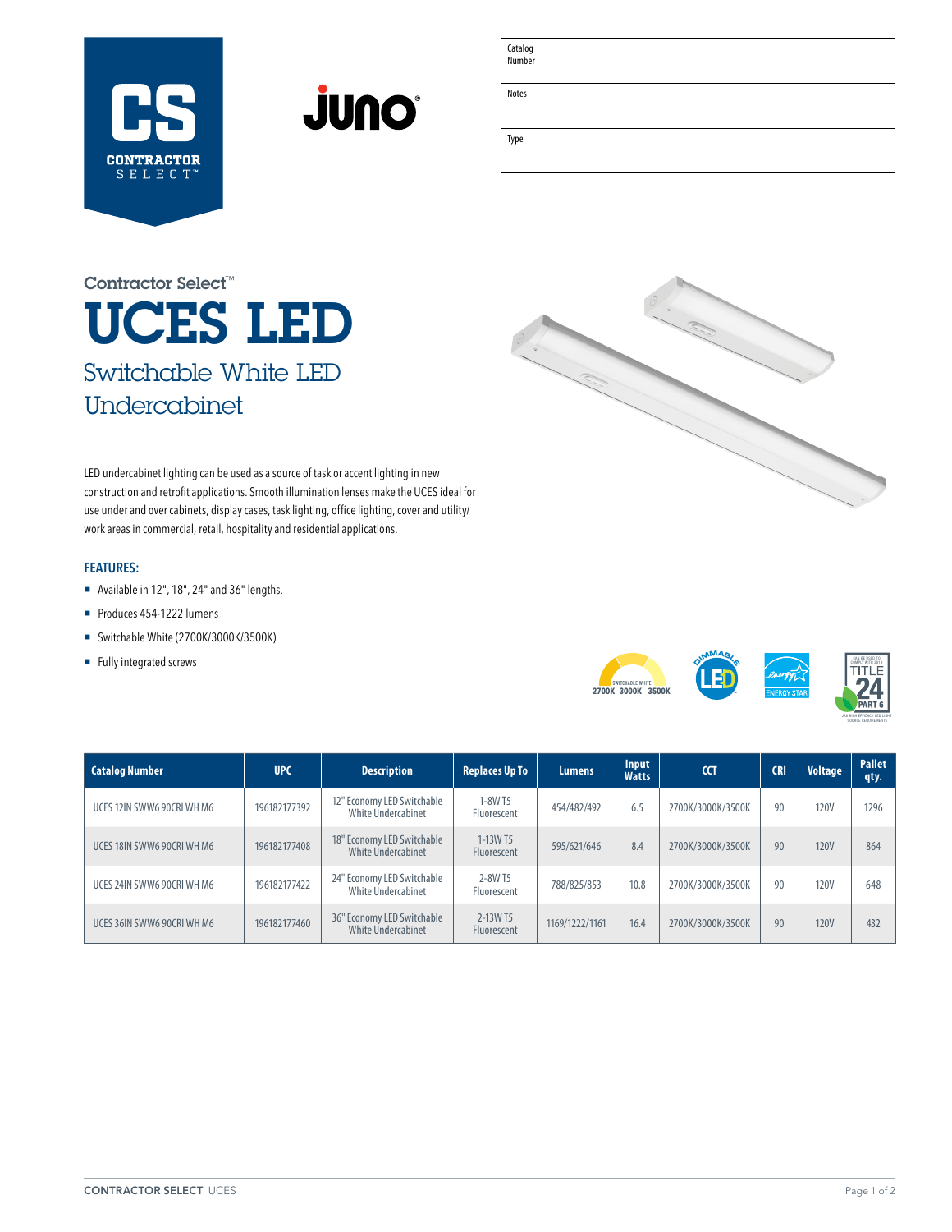| Catalog Number | |
|---|---|
| Notes | |
| Type | |

Contractor Select™

# UCES LED

## Switchable White LED Undercabinet

LED undercabinet lighting can be used as a source of task or accent lighting in new construction and retrofit applications. Smooth illumination lenses make the UCES ideal for use under and over cabinets, display cases, task lighting, office lighting, cover and utility/work areas in commercial, retail, hospitality and residential applications.

### FEATURES:

- Available in 12", 18", 24" and 36" lengths.
- Produces 454-1222 lumens
- Switchable White (2700K/3000K/3500K)
- Fully integrated screws

| Catalog Number | UPC | Description | Replaces Up To | Lumens | Input Watts | CCT | CRI | Voltage | Pallet qty. |
|---|---|---|---|---|---|---|---|---|---|
| UCES 12IN SWW6 90CRI WH M6 | 196182177392 | 12" Economy LED Switchable White Undercabinet | 1-8W T5 Fluorescent | 454/482/492 | 6.5 | 2700K/3000K/3500K | 90 | 120V | 1296 |
| UCES 18IN SWW6 90CRI WH M6 | 196182177408 | 18" Economy LED Switchable White Undercabinet | 1-13W T5 Fluorescent | 595/621/646 | 8.4 | 2700K/3000K/3500K | 90 | 120V | 864 |
| UCES 24IN SWW6 90CRI WH M6 | 196182177422 | 24" Economy LED Switchable White Undercabinet | 2-8W T5 Fluorescent | 788/825/853 | 10.8 | 2700K/3000K/3500K | 90 | 120V | 648 |
| UCES 36IN SWW6 90CRI WH M6 | 196182177460 | 36" Economy LED Switchable White Undercabinet | 2-13W T5 Fluorescent | 1169/1222/1161 | 16.4 | 2700K/3000K/3500K | 90 | 120V | 432 |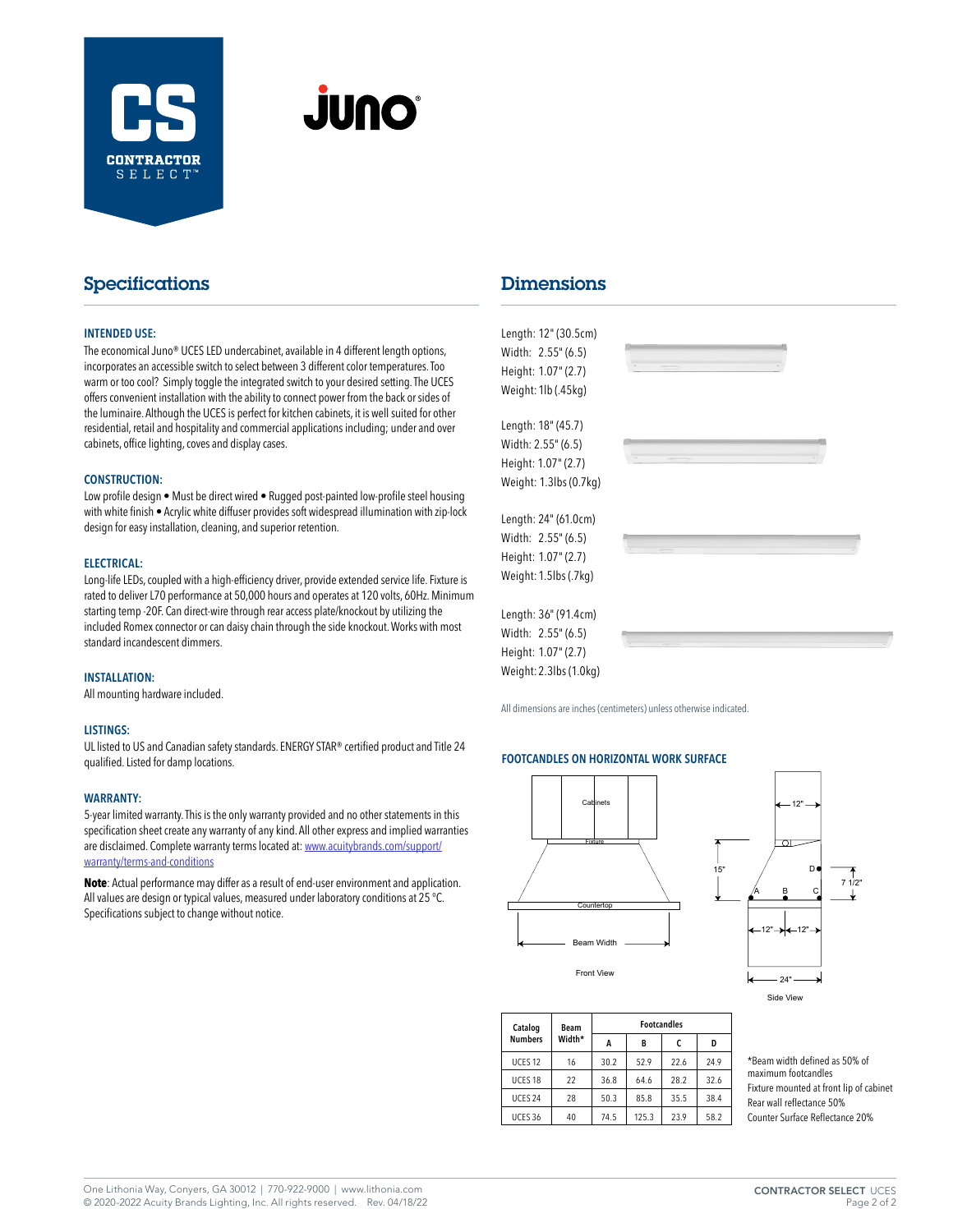## Specifications

### INTENDED USE:

The economical Juno® UCES LED undercabinet, available in 4 different length options, incorporates an accessible switch to select between 3 different color temperatures. Too warm or too cool? Simply toggle the integrated switch to your desired setting. The UCES offers convenient installation with the ability to connect power from the back or sides of the luminaire. Although the UCES is perfect for kitchen cabinets, it is well suited for other residential, retail and hospitality and commercial applications including; under and over cabinets, office lighting, coves and display cases.

### CONSTRUCTION:

Low profile design • Must be direct wired • Rugged post-painted low-profile steel housing with white finish • Acrylic white diffuser provides soft widespread illumination with zip-lock design for easy installation, cleaning, and superior retention.

### ELECTRICAL:

Long-life LEDs, coupled with a high-efficiency driver, provide extended service life. Fixture is rated to deliver L70 performance at 50,000 hours and operates at 120 volts, 60Hz. Minimum starting temp -20F. Can direct-wire through rear access plate/knockout by utilizing the included Romex connector or can daisy chain through the side knockout. Works with most standard incandescent dimmers.

### INSTALLATION:

All mounting hardware included.

### LISTINGS:

UL listed to US and Canadian safety standards. ENERGY STAR® certified product and Title 24 qualified. Listed for damp locations.

### WARRANTY:

5-year limited warranty. This is the only warranty provided and no other statements in this specification sheet create any warranty of any kind. All other express and implied warranties are disclaimed. Complete warranty terms located at: www.acuitybrands.com/support/warranty/terms-and-conditions

**Note**: Actual performance may differ as a result of end-user environment and application. All values are design or typical values, measured under laboratory conditions at 25 °C. Specifications subject to change without notice.

## Dimensions

Length: 12" (30.5cm)
Width: 2.55" (6.5)
Height: 1.07" (2.7)
Weight: 1lb (.45kg)

Length: 18" (45.7)
Width: 2.55" (6.5)
Height: 1.07" (2.7)
Weight: 1.3lbs (0.7kg)

Length: 24" (61.0cm)
Width: 2.55" (6.5)
Height: 1.07" (2.7)
Weight: 1.5lbs (.7kg)

Length: 36" (91.4cm)
Width: 2.55" (6.5)
Height: 1.07" (2.7)
Weight: 2.3lbs (1.0kg)

All dimensions are inches (centimeters) unless otherwise indicated.

### FOOTCANDLES ON HORIZONTAL WORK SURFACE

Cabinets
Fixture
Countertop
Beam Width
Front View

12"
15"
D
7 1/2"
A B C
12" 12"
24"
Side View

| Catalog Numbers | Beam Width* | Footcandles | | | |
|---|---|---|---|---|---|
| | | A | B | C | D |
| UCES 12 | 16 | 30.2 | 52.9 | 22.6 | 24.9 |
| UCES 18 | 22 | 36.8 | 64.6 | 28.2 | 32.6 |
| UCES 24 | 28 | 50.3 | 85.8 | 35.5 | 38.4 |
| UCES 36 | 40 | 74.5 | 125.3 | 23.9 | 58.2 |

*Beam width defined as 50% of maximum footcandles
Fixture mounted at front lip of cabinet
Rear wall reflectance 50%
Counter Surface Reflectance 20%

One Lithonia Way, Conyers, GA 30012 | 770-922-9000 | www.lithonia.com
© 2020-2022 Acuity Brands Lighting, Inc. All rights reserved. Rev. 04/18/22